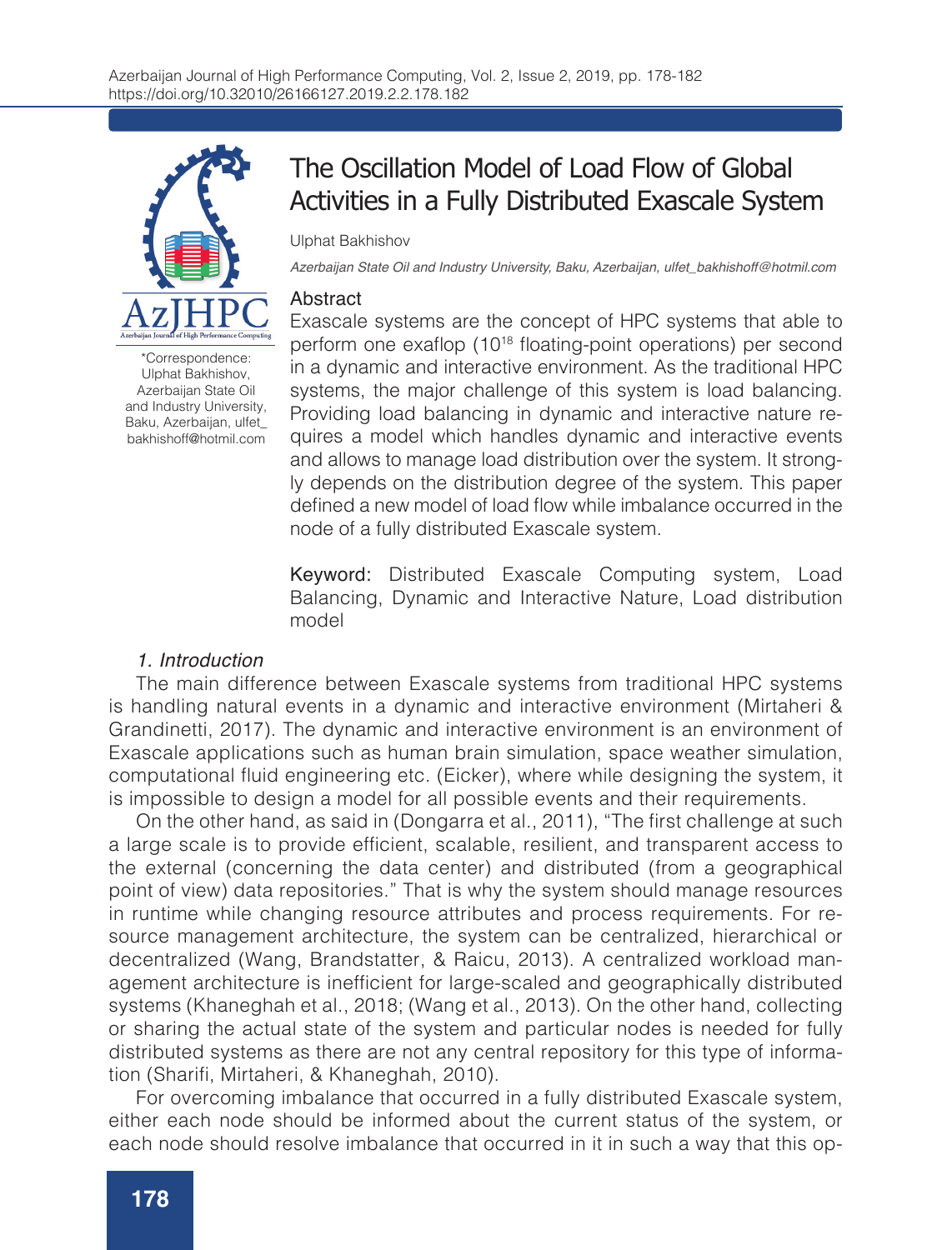# The Oscillation Model of Load Flow of Global Activities in a Fully Distributed Exascale System

Ulphat Bakhishov

*Azerbaijan State Oil and Industry University, Baku, Azerbaijan, ulfet_bakhishoff@hotmail.com*

\*Correspondence: Ulphat Bakhishov, Azerbaijan State Oil and Industry University, Baku, Azerbaijan, ulfet_bakhishoff@hotmail.com

## Abstract

Exascale systems are the concept of HPC systems that able to perform one exaflop ($10^{18}$ floating-point operations) per second in a dynamic and interactive environment. As the traditional HPC systems, the major challenge of this system is load balancing. Providing load balancing in dynamic and interactive nature requires a model which handles dynamic and interactive events and allows to manage load distribution over the system. It strongly depends on the distribution degree of the system. This paper defined a new model of load flow while imbalance occurred in the node of a fully distributed Exascale system.

**Keyword:** Distributed Exascale Computing system, Load Balancing, Dynamic and Interactive Nature, Load distribution model

### *1. Introduction*

The main difference between Exascale systems from traditional HPC systems is handling natural events in a dynamic and interactive environment (Mirtaheri & Grandinetti, 2017). The dynamic and interactive environment is an environment of Exascale applications such as human brain simulation, space weather simulation, computational fluid engineering etc. (Eicker), where while designing the system, it is impossible to design a model for all possible events and their requirements.

On the other hand, as said in (Dongarra et al., 2011), "The first challenge at such a large scale is to provide efficient, scalable, resilient, and transparent access to the external (concerning the data center) and distributed (from a geographical point of view) data repositories." That is why the system should manage resources in runtime while changing resource attributes and process requirements. For resource management architecture, the system can be centralized, hierarchical or decentralized (Wang, Brandstatter, & Raicu, 2013). A centralized workload management architecture is inefficient for large-scaled and geographically distributed systems (Khaneghah et al., 2018; (Wang et al., 2013). On the other hand, collecting or sharing the actual state of the system and particular nodes is needed for fully distributed systems as there are not any central repository for this type of information (Sharifi, Mirtaheri, & Khaneghah, 2010).

For overcoming imbalance that occurred in a fully distributed Exascale system, either each node should be informed about the current status of the system, or each node should resolve imbalance that occurred in it in such a way that this op-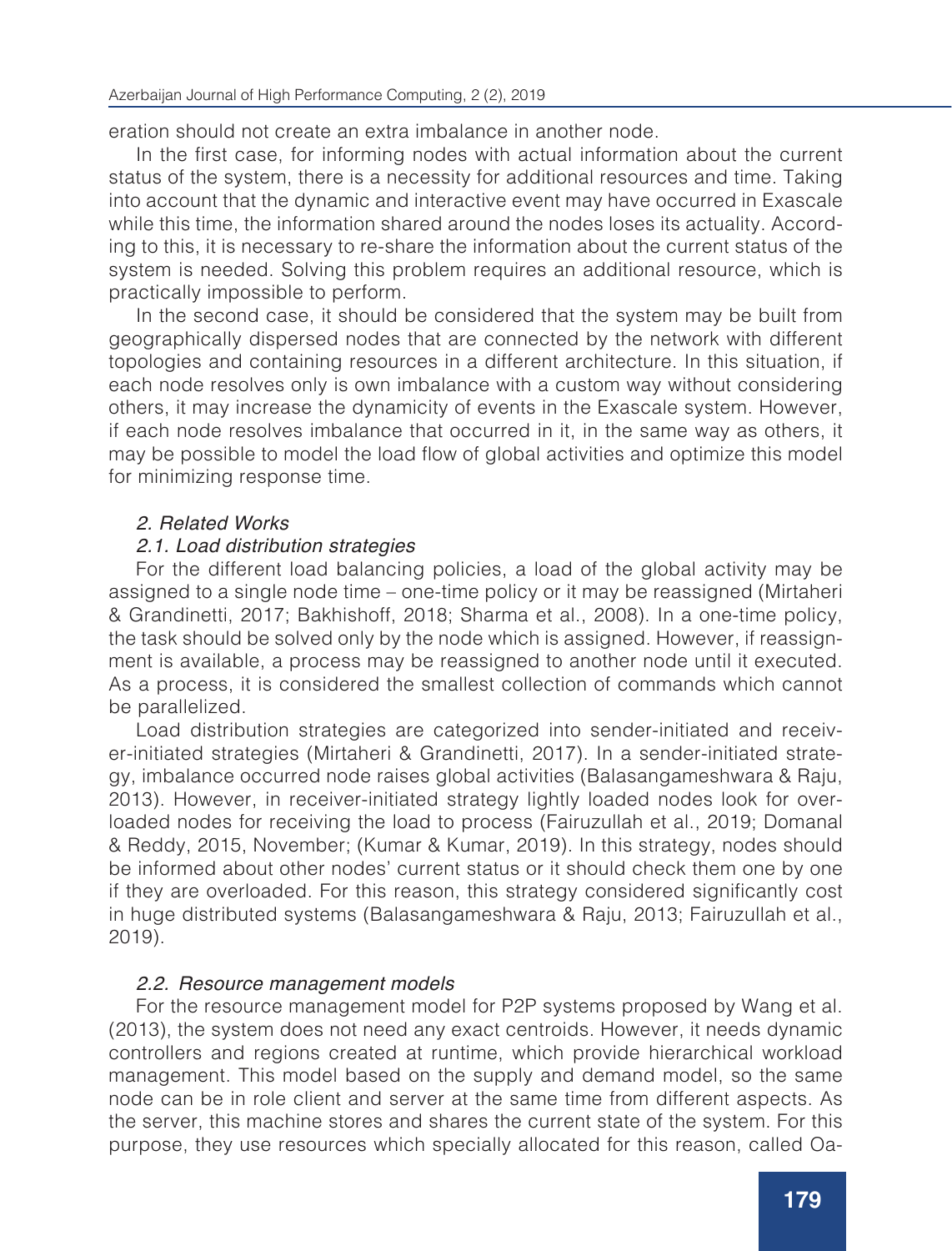eration should not create an extra imbalance in another node.

In the first case, for informing nodes with actual information about the current status of the system, there is a necessity for additional resources and time. Taking into account that the dynamic and interactive event may have occurred in Exascale while this time, the information shared around the nodes loses its actuality. According to this, it is necessary to re-share the information about the current status of the system is needed. Solving this problem requires an additional resource, which is practically impossible to perform.

In the second case, it should be considered that the system may be built from geographically dispersed nodes that are connected by the network with different topologies and containing resources in a different architecture. In this situation, if each node resolves only is own imbalance with a custom way without considering others, it may increase the dynamicity of events in the Exascale system. However, if each node resolves imbalance that occurred in it, in the same way as others, it may be possible to model the load flow of global activities and optimize this model for minimizing response time.

## *2. Related Works*

### *2.1. Load distribution strategies*

For the different load balancing policies, a load of the global activity may be assigned to a single node time – one-time policy or it may be reassigned (Mirtaheri & Grandinetti, 2017; Bakhishoff, 2018; Sharma et al., 2008). In a one-time policy, the task should be solved only by the node which is assigned. However, if reassignment is available, a process may be reassigned to another node until it executed. As a process, it is considered the smallest collection of commands which cannot be parallelized.

Load distribution strategies are categorized into sender-initiated and receiver-initiated strategies (Mirtaheri & Grandinetti, 2017). In a sender-initiated strategy, imbalance occurred node raises global activities (Balasangameshwara & Raju, 2013). However, in receiver-initiated strategy lightly loaded nodes look for overloaded nodes for receiving the load to process (Fairuzullah et al., 2019; Domanal & Reddy, 2015, November; (Kumar & Kumar, 2019). In this strategy, nodes should be informed about other nodes' current status or it should check them one by one if they are overloaded. For this reason, this strategy considered significantly cost in huge distributed systems (Balasangameshwara & Raju, 2013; Fairuzullah et al., 2019).

### *2.2. Resource management models*

For the resource management model for P2P systems proposed by Wang et al. (2013), the system does not need any exact centroids. However, it needs dynamic controllers and regions created at runtime, which provide hierarchical workload management. This model based on the supply and demand model, so the same node can be in role client and server at the same time from different aspects. As the server, this machine stores and shares the current state of the system. For this purpose, they use resources which specially allocated for this reason, called Oa-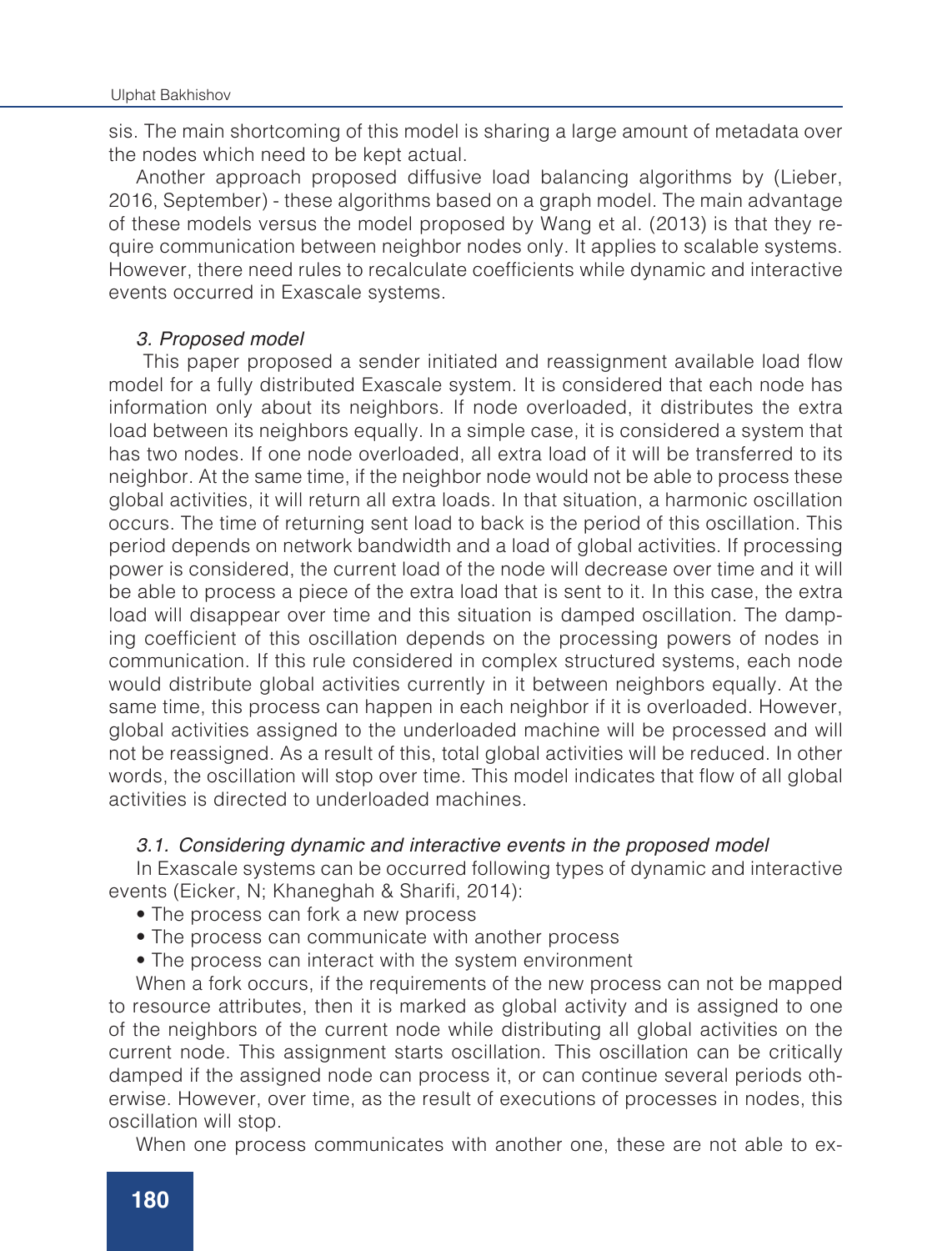sis. The main shortcoming of this model is sharing a large amount of metadata over the nodes which need to be kept actual.

Another approach proposed diffusive load balancing algorithms by (Lieber, 2016, September) - these algorithms based on a graph model. The main advantage of these models versus the model proposed by Wang et al. (2013) is that they require communication between neighbor nodes only. It applies to scalable systems. However, there need rules to recalculate coefficients while dynamic and interactive events occurred in Exascale systems.

### *3. Proposed model*

This paper proposed a sender initiated and reassignment available load flow model for a fully distributed Exascale system. It is considered that each node has information only about its neighbors. If node overloaded, it distributes the extra load between its neighbors equally. In a simple case, it is considered a system that has two nodes. If one node overloaded, all extra load of it will be transferred to its neighbor. At the same time, if the neighbor node would not be able to process these global activities, it will return all extra loads. In that situation, a harmonic oscillation occurs. The time of returning sent load to back is the period of this oscillation. This period depends on network bandwidth and a load of global activities. If processing power is considered, the current load of the node will decrease over time and it will be able to process a piece of the extra load that is sent to it. In this case, the extra load will disappear over time and this situation is damped oscillation. The damping coefficient of this oscillation depends on the processing powers of nodes in communication. If this rule considered in complex structured systems, each node would distribute global activities currently in it between neighbors equally. At the same time, this process can happen in each neighbor if it is overloaded. However, global activities assigned to the underloaded machine will be processed and will not be reassigned. As a result of this, total global activities will be reduced. In other words, the oscillation will stop over time. This model indicates that flow of all global activities is directed to underloaded machines.

#### *3.1. Considering dynamic and interactive events in the proposed model*

In Exascale systems can be occurred following types of dynamic and interactive events (Eicker, N; Khaneghah & Sharifi, 2014):

- The process can fork a new process
- The process can communicate with another process
- The process can interact with the system environment

When a fork occurs, if the requirements of the new process can not be mapped to resource attributes, then it is marked as global activity and is assigned to one of the neighbors of the current node while distributing all global activities on the current node. This assignment starts oscillation. This oscillation can be critically damped if the assigned node can process it, or can continue several periods otherwise. However, over time, as the result of executions of processes in nodes, this oscillation will stop.

When one process communicates with another one, these are not able to ex-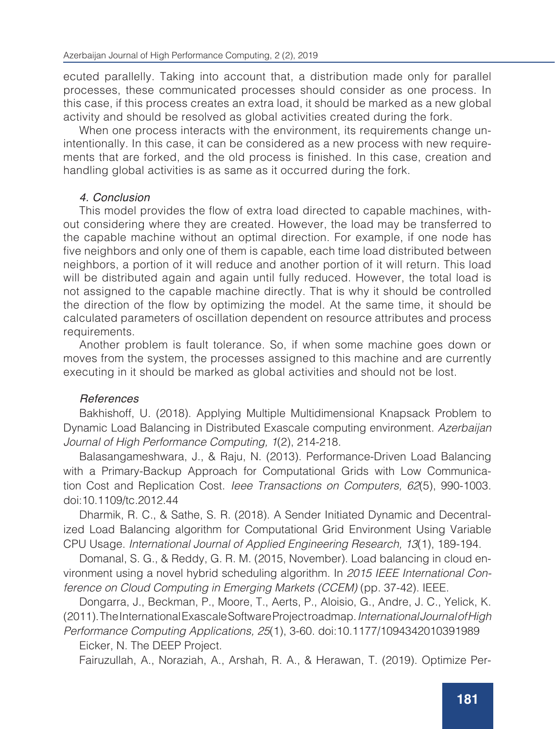ecuted parallelly. Taking into account that, a distribution made only for parallel processes, these communicated processes should consider as one process. In this case, if this process creates an extra load, it should be marked as a new global activity and should be resolved as global activities created during the fork.

When one process interacts with the environment, its requirements change unintentionally. In this case, it can be considered as a new process with new requirements that are forked, and the old process is finished. In this case, creation and handling global activities is as same as it occurred during the fork.

## *4. Conclusion*

This model provides the flow of extra load directed to capable machines, without considering where they are created. However, the load may be transferred to the capable machine without an optimal direction. For example, if one node has five neighbors and only one of them is capable, each time load distributed between neighbors, a portion of it will reduce and another portion of it will return. This load will be distributed again and again until fully reduced. However, the total load is not assigned to the capable machine directly. That is why it should be controlled the direction of the flow by optimizing the model. At the same time, it should be calculated parameters of oscillation dependent on resource attributes and process requirements.

Another problem is fault tolerance. So, if when some machine goes down or moves from the system, the processes assigned to this machine and are currently executing in it should be marked as global activities and should not be lost.

## *References*

Bakhishoff, U. (2018). Applying Multiple Multidimensional Knapsack Problem to Dynamic Load Balancing in Distributed Exascale computing environment. *Azerbaijan Journal of High Performance Computing, 1*(2), 214-218.

Balasangameshwara, J., & Raju, N. (2013). Performance-Driven Load Balancing with a Primary-Backup Approach for Computational Grids with Low Communication Cost and Replication Cost. *Ieee Transactions on Computers, 62*(5), 990-1003. doi:10.1109/tc.2012.44

Dharmik, R. C., & Sathe, S. R. (2018). A Sender Initiated Dynamic and Decentralized Load Balancing algorithm for Computational Grid Environment Using Variable CPU Usage. *International Journal of Applied Engineering Research, 13*(1), 189-194.

Domanal, S. G., & Reddy, G. R. M. (2015, November). Load balancing in cloud environment using a novel hybrid scheduling algorithm. In *2015 IEEE International Conference on Cloud Computing in Emerging Markets (CCEM)* (pp. 37-42). IEEE.

Dongarra, J., Beckman, P., Moore, T., Aerts, P., Aloisio, G., Andre, J. C., Yelick, K. (2011). The International Exascale Software Project roadmap. *International Journal of High Performance Computing Applications, 25*(1), 3-60. doi:10.1177/1094342010391989

Eicker, N. The DEEP Project.

Fairuzullah, A., Noraziah, A., Arshah, R. A., & Herawan, T. (2019). Optimize Per-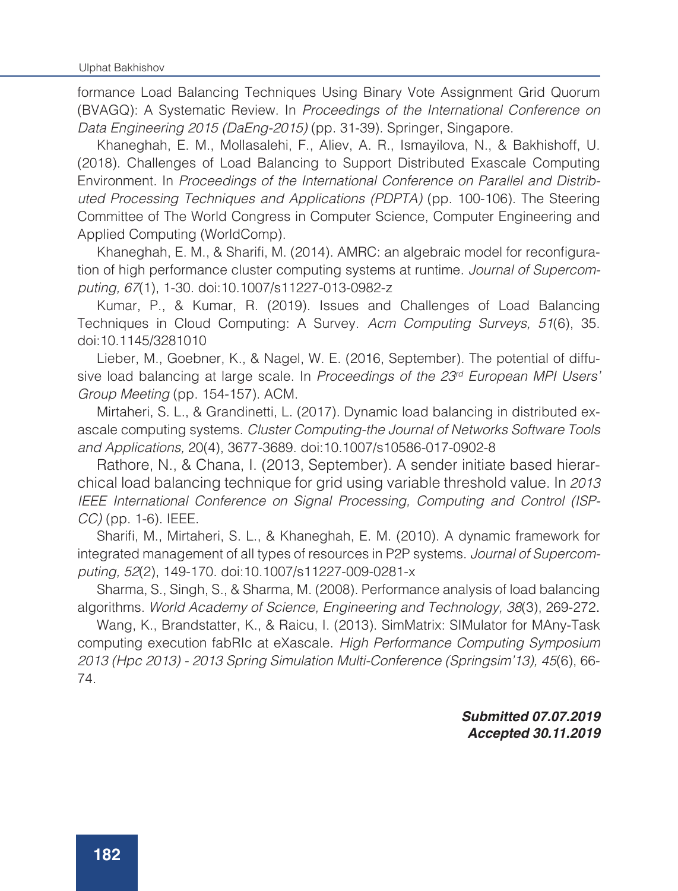formance Load Balancing Techniques Using Binary Vote Assignment Grid Quorum (BVAGQ): A Systematic Review. In *Proceedings of the International Conference on Data Engineering 2015 (DaEng-2015)* (pp. 31-39). Springer, Singapore.

Khaneghah, E. M., Mollasalehi, F., Aliev, A. R., Ismayilova, N., & Bakhishoff, U. (2018). Challenges of Load Balancing to Support Distributed Exascale Computing Environment. In *Proceedings of the International Conference on Parallel and Distributed Processing Techniques and Applications (PDPTA)* (pp. 100-106). The Steering Committee of The World Congress in Computer Science, Computer Engineering and Applied Computing (WorldComp).

Khaneghah, E. M., & Sharifi, M. (2014). AMRC: an algebraic model for reconfiguration of high performance cluster computing systems at runtime. *Journal of Supercomputing, 67*(1), 1-30. doi:10.1007/s11227-013-0982-z

Kumar, P., & Kumar, R. (2019). Issues and Challenges of Load Balancing Techniques in Cloud Computing: A Survey. *Acm Computing Surveys, 51*(6), 35. doi:10.1145/3281010

Lieber, M., Goebner, K., & Nagel, W. E. (2016, September). The potential of diffusive load balancing at large scale. In *Proceedings of the 23rd European MPI Users' Group Meeting* (pp. 154-157). ACM.

Mirtaheri, S. L., & Grandinetti, L. (2017). Dynamic load balancing in distributed exascale computing systems. *Cluster Computing-the Journal of Networks Software Tools and Applications,* 20(4), 3677-3689. doi:10.1007/s10586-017-0902-8

Rathore, N., & Chana, I. (2013, September). A sender initiate based hierarchical load balancing technique for grid using variable threshold value. In *2013 IEEE International Conference on Signal Processing, Computing and Control (ISPCC)* (pp. 1-6). IEEE.

Sharifi, M., Mirtaheri, S. L., & Khaneghah, E. M. (2010). A dynamic framework for integrated management of all types of resources in P2P systems. *Journal of Supercomputing, 52*(2), 149-170. doi:10.1007/s11227-009-0281-x

Sharma, S., Singh, S., & Sharma, M. (2008). Performance analysis of load balancing algorithms. *World Academy of Science, Engineering and Technology, 38*(3), 269-272.

Wang, K., Brandstatter, K., & Raicu, I. (2013). SimMatrix: SIMulator for MAny-Task computing execution fabRIc at eXascale. *High Performance Computing Symposium 2013 (Hpc 2013) - 2013 Spring Simulation Multi-Conference (Springsim'13), 45*(6), 66-74.

***Submitted 07.07.2019***
***Accepted 30.11.2019***